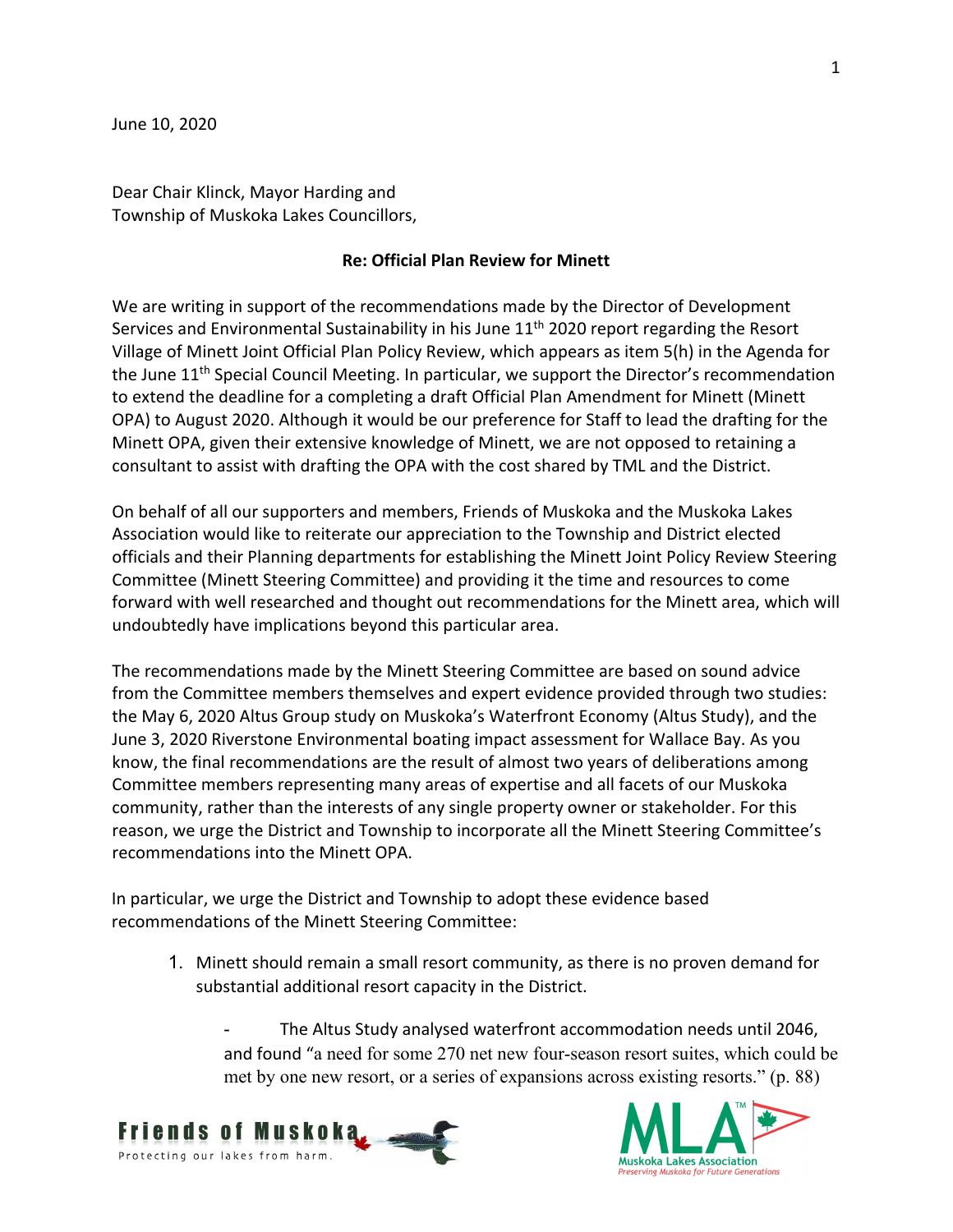June 10, 2020

Dear Chair Klinck, Mayor Harding and
Township of Muskoka Lakes Councillors,

**Re: Official Plan Review for Minett**

We are writing in support of the recommendations made by the Director of Development Services and Environmental Sustainability in his June 11th 2020 report regarding the Resort Village of Minett Joint Official Plan Policy Review, which appears as item 5(h) in the Agenda for the June 11th Special Council Meeting. In particular, we support the Director's recommendation to extend the deadline for a completing a draft Official Plan Amendment for Minett (Minett OPA) to August 2020. Although it would be our preference for Staff to lead the drafting for the Minett OPA, given their extensive knowledge of Minett, we are not opposed to retaining a consultant to assist with drafting the OPA with the cost shared by TML and the District.

On behalf of all our supporters and members, Friends of Muskoka and the Muskoka Lakes Association would like to reiterate our appreciation to the Township and District elected officials and their Planning departments for establishing the Minett Joint Policy Review Steering Committee (Minett Steering Committee) and providing it the time and resources to come forward with well researched and thought out recommendations for the Minett area, which will undoubtedly have implications beyond this particular area.

The recommendations made by the Minett Steering Committee are based on sound advice from the Committee members themselves and expert evidence provided through two studies: the May 6, 2020 Altus Group study on Muskoka's Waterfront Economy (Altus Study), and the June 3, 2020 Riverstone Environmental boating impact assessment for Wallace Bay. As you know, the final recommendations are the result of almost two years of deliberations among Committee members representing many areas of expertise and all facets of our Muskoka community, rather than the interests of any single property owner or stakeholder. For this reason, we urge the District and Township to incorporate all the Minett Steering Committee's recommendations into the Minett OPA.

In particular, we urge the District and Township to adopt these evidence based recommendations of the Minett Steering Committee:

1. Minett should remain a small resort community, as there is no proven demand for substantial additional resort capacity in the District.
    - The Altus Study analysed waterfront accommodation needs until 2046, and found "a need for some 270 net new four-season resort suites, which could be met by one new resort, or a series of expansions across existing resorts." (p. 88)

Friends of Muskoka — Protecting our lakes from harm.

MLA Muskoka Lakes Association — Preserving Muskoka for Future Generations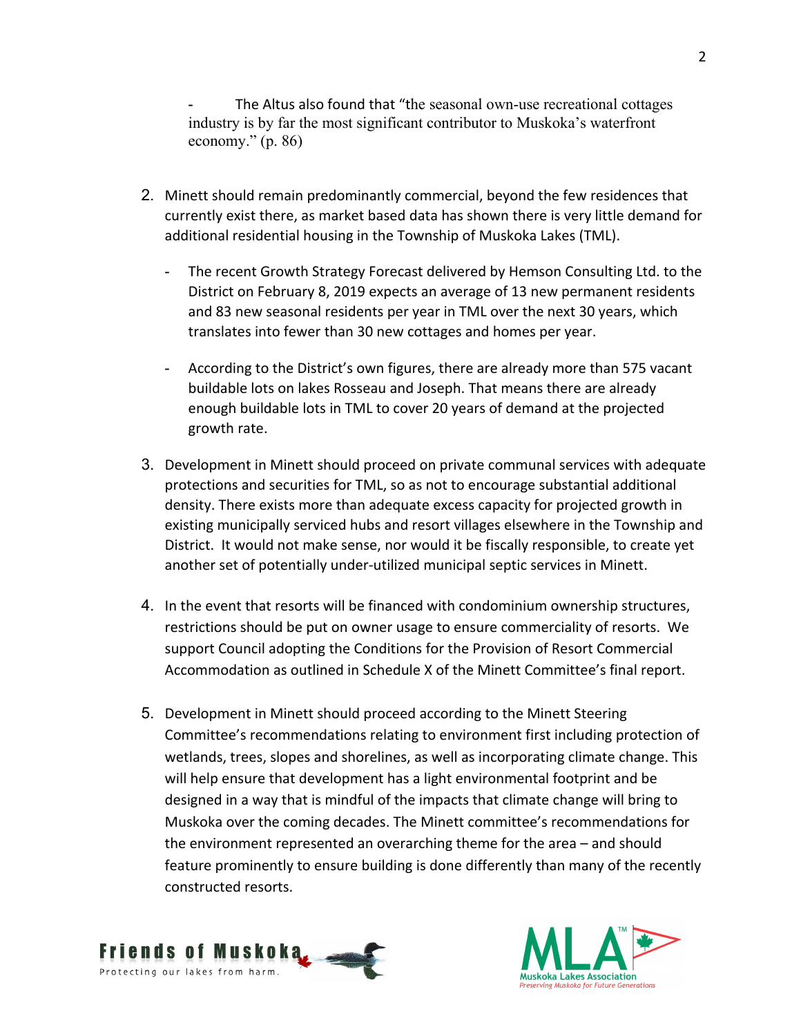- The Altus also found that "the seasonal own-use recreational cottages industry is by far the most significant contributor to Muskoka's waterfront economy." (p. 86)

2. Minett should remain predominantly commercial, beyond the few residences that currently exist there, as market based data has shown there is very little demand for additional residential housing in the Township of Muskoka Lakes (TML).

   - The recent Growth Strategy Forecast delivered by Hemson Consulting Ltd. to the District on Februrary 8, 2019 expects an average of 13 new permanent residents and 83 new seasonal residents per year in TML over the next 30 years, which translates into fewer than 30 new cottages and homes per year.

   - According to the District's own figures, there are already more than 575 vacant buildable lots on lakes Rosseau and Joseph. That means there are already enough buildable lots in TML to cover 20 years of demand at the projected growth rate.

3. Development in Minett should proceed on private communal services with adequate protections and securities for TML, so as not to encourage substantial additional density. There exists more than adequate excess capacity for projected growth in existing municipally serviced hubs and resort villages elsewhere in the Township and District. It would not make sense, nor would it be fiscally responsible, to create yet another set of potentially under-utilized municipal septic services in Minett.

4. In the event that resorts will be financed with condominium ownership structures, restrictions should be put on owner usage to ensure commerciality of resorts. We support Council adopting the Conditions for the Provision of Resort Commercial Accommodation as outlined in Schedule X of the Minett Committee's final report.

5. Development in Minett should proceed according to the Minett Steering Committee's recommendations relating to environment first including protection of wetlands, trees, slopes and shorelines, as well as incorporating climate change. This will help ensure that development has a light environmental footprint and be designed in a way that is mindful of the impacts that climate change will bring to Muskoka over the coming decades. The Minett committee's recommendations for the environment represented an overarching theme for the area – and should feature prominently to ensure building is done differently than many of the recently constructed resorts.

Friends of Muskoka
Protecting our lakes from harm.

MLA
Muskoka Lakes Association
Preserving Muskoka for Future Generations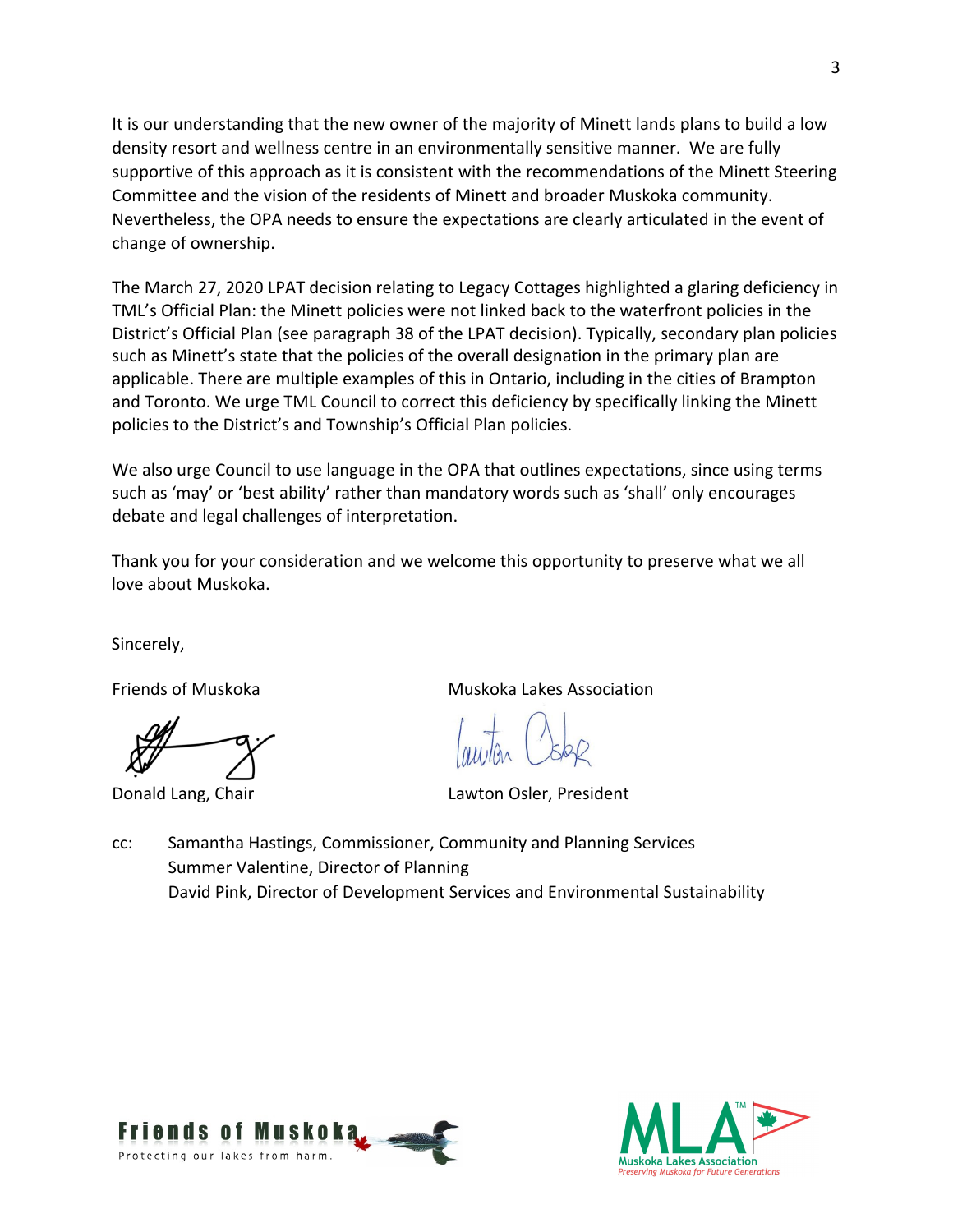It is our understanding that the new owner of the majority of Minett lands plans to build a low density resort and wellness centre in an environmentally sensitive manner. We are fully supportive of this approach as it is consistent with the recommendations of the Minett Steering Committee and the vision of the residents of Minett and broader Muskoka community. Nevertheless, the OPA needs to ensure the expectations are clearly articulated in the event of change of ownership.

The March 27, 2020 LPAT decision relating to Legacy Cottages highlighted a glaring deficiency in TML's Official Plan: the Minett policies were not linked back to the waterfront policies in the District's Official Plan (see paragraph 38 of the LPAT decision). Typically, secondary plan policies such as Minett's state that the policies of the overall designation in the primary plan are applicable. There are multiple examples of this in Ontario, including in the cities of Brampton and Toronto. We urge TML Council to correct this deficiency by specifically linking the Minett policies to the District's and Township's Official Plan policies.

We also urge Council to use language in the OPA that outlines expectations, since using terms such as 'may' or 'best ability' rather than mandatory words such as 'shall' only encourages debate and legal challenges of interpretation.

Thank you for your consideration and we welcome this opportunity to preserve what we all love about Muskoka.

Sincerely,

Friends of Muskoka

Donald Lang, Chair

Muskoka Lakes Association

Lawton Osler, President

cc: Samantha Hastings, Commissioner, Community and Planning Services
Summer Valentine, Director of Planning
David Pink, Director of Development Services and Environmental Sustainability

Friends of Muskoka
Protecting our lakes from harm.

MLA
Muskoka Lakes Association
Preserving Muskoka for Future Generations